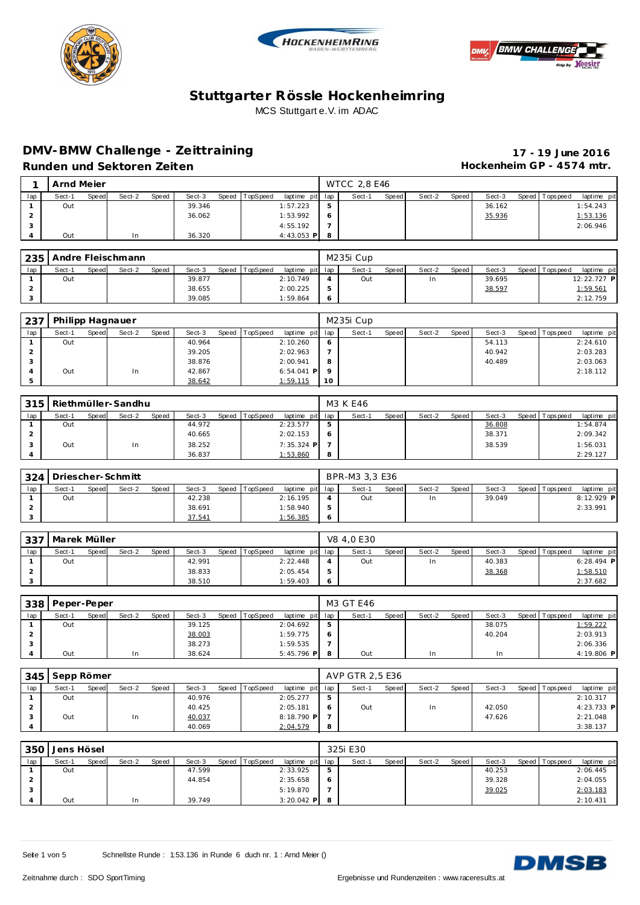# Stuttgarter Rössle Hockenheimring

MCS Stuttgart e.V. im ADAC

## DMV-BMW Challenge - Zeittraining

**17 - 19 June 2016**

### Runden und Sektoren Zeiten

**Hockenheim GP - 4574 mtr.**

| 1 | Arnd Meier | | | | | | | | WTCC 2,8 E46 | | | | | | | | |
|---|---|---|---|---|---|---|---|---|---|---|---|---|---|---|---|---|---|
| lap | Sect-1 | Speed | Sect-2 | Speed | Sect-3 | Speed | TopSpeed | laptime pit | lap | Sect-1 | Speed | Sect-2 | Speed | Sect-3 | Speed | Topspeed | laptime pit |
| 1 | Out | | | | 39.346 | | | 1:57.223 | 5 | | | | | 36.162 | | | 1:54.243 |
| 2 | | | | | 36.062 | | | 1:53.992 | 6 | | | | | 35.936 | | | 1:53.136 |
| 3 | | | | | | | | 4:55.192 | 7 | | | | | | | | 2:06.946 |
| 4 | Out | | In | | 36.320 | | | 4:43.053 P | 8 | | | | | | | | |

| 235 | Andre Fleischmann | | | | | | | | M235i Cup | | | | | | | | |
|---|---|---|---|---|---|---|---|---|---|---|---|---|---|---|---|---|---|
| lap | Sect-1 | Speed | Sect-2 | Speed | Sect-3 | Speed | TopSpeed | laptime pit | lap | Sect-1 | Speed | Sect-2 | Speed | Sect-3 | Speed | Topspeed | laptime pit |
| 1 | Out | | | | 39.877 | | | 2:10.749 | 4 | Out | | In | | 39.695 | | | 12:22.727 P |
| 2 | | | | | 38.655 | | | 2:00.225 | 5 | | | | | 38.597 | | | 1:59.561 |
| 3 | | | | | 39.085 | | | 1:59.864 | 6 | | | | | | | | 2:12.759 |

| 237 | Philipp Hagnauer | | | | | | | | M235i Cup | | | | | | | | |
|---|---|---|---|---|---|---|---|---|---|---|---|---|---|---|---|---|---|
| lap | Sect-1 | Speed | Sect-2 | Speed | Sect-3 | Speed | TopSpeed | laptime pit | lap | Sect-1 | Speed | Sect-2 | Speed | Sect-3 | Speed | Topspeed | laptime pit |
| 1 | Out | | | | 40.964 | | | 2:10.260 | 6 | | | | | 54.113 | | | 2:24.610 |
| 2 | | | | | 39.205 | | | 2:02.963 | 7 | | | | | 40.942 | | | 2:03.283 |
| 3 | | | | | 38.876 | | | 2:00.941 | 8 | | | | | 40.489 | | | 2:03.063 |
| 4 | Out | | In | | 42.867 | | | 6:54.041 P | 9 | | | | | | | | 2:18.112 |
| 5 | | | | | 38.642 | | | 1:59.115 | 10 | | | | | | | | |

| 315 | Riethmüller-Sandhu | | | | | | | | M3 K E46 | | | | | | | | |
|---|---|---|---|---|---|---|---|---|---|---|---|---|---|---|---|---|---|
| lap | Sect-1 | Speed | Sect-2 | Speed | Sect-3 | Speed | TopSpeed | laptime pit | lap | Sect-1 | Speed | Sect-2 | Speed | Sect-3 | Speed | Topspeed | laptime pit |
| 1 | Out | | | | 44.972 | | | 2:23.577 | 5 | | | | | 36.808 | | | 1:54.874 |
| 2 | | | | | 40.665 | | | 2:02.153 | 6 | | | | | 38.371 | | | 2:09.342 |
| 3 | Out | | In | | 38.252 | | | 7:35.324 P | 7 | | | | | 38.539 | | | 1:56.031 |
| 4 | | | | | 36.837 | | | 1:53.860 | 8 | | | | | | | | 2:29.127 |

| 324 | Driescher-Schmitt | | | | | | | | BPR-M3 3,3 E36 | | | | | | | | |
|---|---|---|---|---|---|---|---|---|---|---|---|---|---|---|---|---|---|
| lap | Sect-1 | Speed | Sect-2 | Speed | Sect-3 | Speed | TopSpeed | laptime pit | lap | Sect-1 | Speed | Sect-2 | Speed | Sect-3 | Speed | Topspeed | laptime pit |
| 1 | Out | | | | 42.238 | | | 2:16.195 | 4 | Out | | In | | 39.049 | | | 8:12.929 P |
| 2 | | | | | 38.691 | | | 1:58.940 | 5 | | | | | | | | 2:33.991 |
| 3 | | | | | 37.541 | | | 1:56.385 | 6 | | | | | | | | |

| 337 | Marek Müller | | | | | | | | V8 4,0 E30 | | | | | | | | |
|---|---|---|---|---|---|---|---|---|---|---|---|---|---|---|---|---|---|
| lap | Sect-1 | Speed | Sect-2 | Speed | Sect-3 | Speed | TopSpeed | laptime pit | lap | Sect-1 | Speed | Sect-2 | Speed | Sect-3 | Speed | Topspeed | laptime pit |
| 1 | Out | | | | 42.991 | | | 2:22.448 | 4 | Out | | In | | 40.383 | | | 6:28.494 P |
| 2 | | | | | 38.833 | | | 2:05.454 | 5 | | | | | 38.368 | | | 1:58.510 |
| 3 | | | | | 38.510 | | | 1:59.403 | 6 | | | | | | | | 2:37.682 |

| 338 | Peper-Peper | | | | | | | | M3 GT E46 | | | | | | | | |
|---|---|---|---|---|---|---|---|---|---|---|---|---|---|---|---|---|---|
| lap | Sect-1 | Speed | Sect-2 | Speed | Sect-3 | Speed | TopSpeed | laptime pit | lap | Sect-1 | Speed | Sect-2 | Speed | Sect-3 | Speed | Topspeed | laptime pit |
| 1 | Out | | | | 39.125 | | | 2:04.692 | 5 | | | | | 38.075 | | | 1:59.222 |
| 2 | | | | | 38.003 | | | 1:59.775 | 6 | | | | | 40.204 | | | 2:03.913 |
| 3 | | | | | 38.273 | | | 1:59.535 | 7 | | | | | | | | 2:06.336 |
| 4 | Out | | In | | 38.624 | | | 5:45.796 P | 8 | Out | | In | | In | | | 4:19.806 P |

| 345 | Sepp Römer | | | | | | | | AVP GTR 2,5 E36 | | | | | | | | |
|---|---|---|---|---|---|---|---|---|---|---|---|---|---|---|---|---|---|
| lap | Sect-1 | Speed | Sect-2 | Speed | Sect-3 | Speed | TopSpeed | laptime pit | lap | Sect-1 | Speed | Sect-2 | Speed | Sect-3 | Speed | Topspeed | laptime pit |
| 1 | Out | | | | 40.976 | | | 2:05.277 | 5 | | | | | | | | 2:10.317 |
| 2 | | | | | 40.425 | | | 2:05.181 | 6 | Out | | In | | 42.050 | | | 4:23.733 P |
| 3 | Out | | In | | 40.037 | | | 8:18.790 P | 7 | | | | | 47.626 | | | 2:21.048 |
| 4 | | | | | 40.069 | | | 2:04.579 | 8 | | | | | | | | 3:38.137 |

| 350 | Jens Hösel | | | | | | | | 325i E30 | | | | | | | | |
|---|---|---|---|---|---|---|---|---|---|---|---|---|---|---|---|---|---|
| lap | Sect-1 | Speed | Sect-2 | Speed | Sect-3 | Speed | TopSpeed | laptime pit | lap | Sect-1 | Speed | Sect-2 | Speed | Sect-3 | Speed | Topspeed | laptime pit |
| 1 | Out | | | | 47.599 | | | 2:33.925 | 5 | | | | | 40.253 | | | 2:06.445 |
| 2 | | | | | 44.854 | | | 2:35.658 | 6 | | | | | 39.328 | | | 2:04.055 |
| 3 | | | | | | | | 5:19.870 | 7 | | | | | 39.025 | | | 2:03.183 |
| 4 | Out | | In | | 39.749 | | | 3:20.042 P | 8 | | | | | | | | 2:10.431 |

Schnellste Runde : 1:53.136 in Runde 6 duch nr. 1 : Arnd Meier ()

Zeitnahme durch : SDO SportTiming

Ergebnisse und Rundenzeiten : www.raceresults.at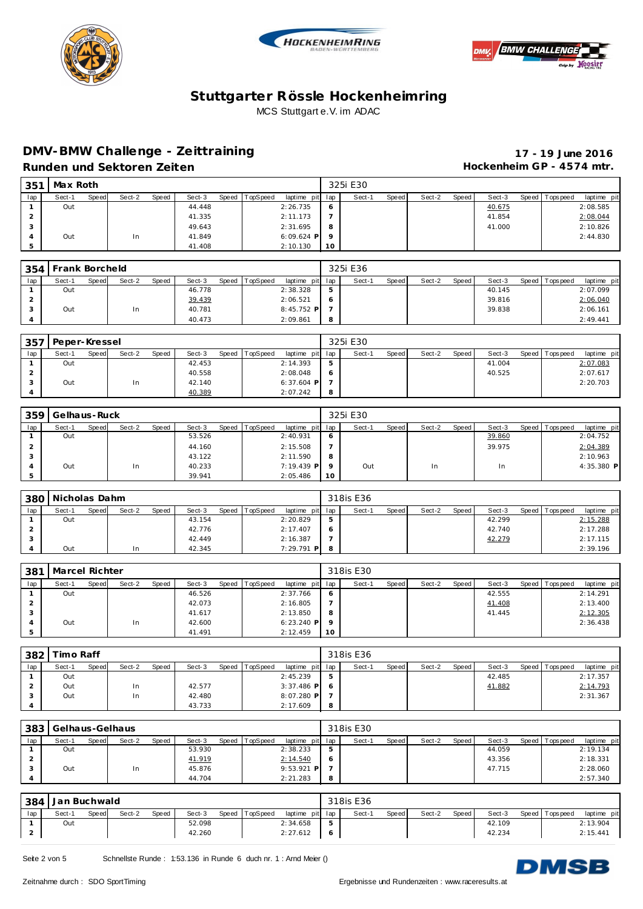# Stuttgarter Rössle Hockenheimring

MCS Stuttgart e.V. im ADAC

## DMV-BMW Challenge - Zeittraining

**17 - 19 June 2016**

### Runden und Sektoren Zeiten

**Hockenheim GP - 4574 mtr.**

| 351 | Max Roth | | | | | | | | 325i E30 | | | | | | | | |
|---|---|---|---|---|---|---|---|---|---|---|---|---|---|---|---|---|---|
| lap | Sect-1 | Speed | Sect-2 | Speed | Sect-3 | Speed | TopSpeed | laptime pit | lap | Sect-1 | Speed | Sect-2 | Speed | Sect-3 | Speed | Topspeed | laptime pit |
| 1 | Out | | | | 44.448 | | | 2:26.735 | 6 | | | | | 40.675 | | | 2:08.585 |
| 2 | | | | | 41.335 | | | 2:11.173 | 7 | | | | | 41.854 | | | 2:08.044 |
| 3 | | | | | 49.643 | | | 2:31.695 | 8 | | | | | 41.000 | | | 2:10.826 |
| 4 | Out | | In | | 41.849 | | | 6:09.624 P | 9 | | | | | | | | 2:44.830 |
| 5 | | | | | 41.408 | | | 2:10.130 | 10 | | | | | | | | |

| 354 | Frank Borcheld | | | | | | | | 325i E36 | | | | | | | | |
|---|---|---|---|---|---|---|---|---|---|---|---|---|---|---|---|---|---|
| lap | Sect-1 | Speed | Sect-2 | Speed | Sect-3 | Speed | TopSpeed | laptime pit | lap | Sect-1 | Speed | Sect-2 | Speed | Sect-3 | Speed | Topspeed | laptime pit |
| 1 | Out | | | | 46.778 | | | 2:38.328 | 5 | | | | | 40.145 | | | 2:07.099 |
| 2 | | | | | 39.439 | | | 2:06.521 | 6 | | | | | 39.816 | | | 2:06.040 |
| 3 | Out | | In | | 40.781 | | | 8:45.752 P | 7 | | | | | 39.838 | | | 2:06.161 |
| 4 | | | | | 40.473 | | | 2:09.861 | 8 | | | | | | | | 2:49.441 |

| 357 | Peper-Kressel | | | | | | | | 325i E30 | | | | | | | | |
|---|---|---|---|---|---|---|---|---|---|---|---|---|---|---|---|---|---|
| lap | Sect-1 | Speed | Sect-2 | Speed | Sect-3 | Speed | TopSpeed | laptime pit | lap | Sect-1 | Speed | Sect-2 | Speed | Sect-3 | Speed | Topspeed | laptime pit |
| 1 | Out | | | | 42.453 | | | 2:14.393 | 5 | | | | | 41.004 | | | 2:07.083 |
| 2 | | | | | 40.558 | | | 2:08.048 | 6 | | | | | 40.525 | | | 2:07.617 |
| 3 | Out | | In | | 42.140 | | | 6:37.604 P | 7 | | | | | | | | 2:20.703 |
| 4 | | | | | 40.389 | | | 2:07.242 | 8 | | | | | | | | |

| 359 | Gelhaus-Ruck | | | | | | | | 325i E30 | | | | | | | | |
|---|---|---|---|---|---|---|---|---|---|---|---|---|---|---|---|---|---|
| lap | Sect-1 | Speed | Sect-2 | Speed | Sect-3 | Speed | TopSpeed | laptime pit | lap | Sect-1 | Speed | Sect-2 | Speed | Sect-3 | Speed | Topspeed | laptime pit |
| 1 | Out | | | | 53.526 | | | 2:40.931 | 6 | | | | | 39.860 | | | 2:04.752 |
| 2 | | | | | 44.160 | | | 2:15.508 | 7 | | | | | 39.975 | | | 2:04.389 |
| 3 | | | | | 43.122 | | | 2:11.590 | 8 | | | | | | | | 2:10.963 |
| 4 | Out | | In | | 40.233 | | | 7:19.439 P | 9 | Out | | In | | In | | | 4:35.380 P |
| 5 | | | | | 39.941 | | | 2:05.486 | 10 | | | | | | | | |

| 380 | Nicholas Dahm | | | | | | | | 318is E36 | | | | | | | | |
|---|---|---|---|---|---|---|---|---|---|---|---|---|---|---|---|---|---|
| lap | Sect-1 | Speed | Sect-2 | Speed | Sect-3 | Speed | TopSpeed | laptime pit | lap | Sect-1 | Speed | Sect-2 | Speed | Sect-3 | Speed | Topspeed | laptime pit |
| 1 | Out | | | | 43.154 | | | 2:20.829 | 5 | | | | | 42.299 | | | 2:15.288 |
| 2 | | | | | 42.776 | | | 2:17.407 | 6 | | | | | 42.740 | | | 2:17.288 |
| 3 | | | | | 42.449 | | | 2:16.387 | 7 | | | | | 42.279 | | | 2:17.115 |
| 4 | Out | | In | | 42.345 | | | 7:29.791 P | 8 | | | | | | | | 2:39.196 |

| 381 | Marcel Richter | | | | | | | | 318is E30 | | | | | | | | |
|---|---|---|---|---|---|---|---|---|---|---|---|---|---|---|---|---|---|
| lap | Sect-1 | Speed | Sect-2 | Speed | Sect-3 | Speed | TopSpeed | laptime pit | lap | Sect-1 | Speed | Sect-2 | Speed | Sect-3 | Speed | Topspeed | laptime pit |
| 1 | Out | | | | 46.526 | | | 2:37.766 | 6 | | | | | 42.555 | | | 2:14.291 |
| 2 | | | | | 42.073 | | | 2:16.805 | 7 | | | | | 41.408 | | | 2:13.400 |
| 3 | | | | | 41.617 | | | 2:13.850 | 8 | | | | | 41.445 | | | 2:12.305 |
| 4 | Out | | In | | 42.600 | | | 6:23.240 P | 9 | | | | | | | | 2:36.438 |
| 5 | | | | | 41.491 | | | 2:12.459 | 10 | | | | | | | | |

| 382 | Timo Raff | | | | | | | | 318is E36 | | | | | | | | |
|---|---|---|---|---|---|---|---|---|---|---|---|---|---|---|---|---|---|
| lap | Sect-1 | Speed | Sect-2 | Speed | Sect-3 | Speed | TopSpeed | laptime pit | lap | Sect-1 | Speed | Sect-2 | Speed | Sect-3 | Speed | Topspeed | laptime pit |
| 1 | Out | | | | | | | 2:45.239 | 5 | | | | | 42.485 | | | 2:17.357 |
| 2 | Out | | In | | 42.577 | | | 3:37.486 P | 6 | | | | | 41.882 | | | 2:14.793 |
| 3 | Out | | In | | 42.480 | | | 8:07.280 P | 7 | | | | | | | | 2:31.367 |
| 4 | | | | | 43.733 | | | 2:17.609 | 8 | | | | | | | | |

| 383 | Gelhaus-Gelhaus | | | | | | | | 318is E30 | | | | | | | | |
|---|---|---|---|---|---|---|---|---|---|---|---|---|---|---|---|---|---|
| lap | Sect-1 | Speed | Sect-2 | Speed | Sect-3 | Speed | TopSpeed | laptime pit | lap | Sect-1 | Speed | Sect-2 | Speed | Sect-3 | Speed | Topspeed | laptime pit |
| 1 | Out | | | | 53.930 | | | 2:38.233 | 5 | | | | | 44.059 | | | 2:19.134 |
| 2 | | | | | 41.919 | | | 2:14.540 | 6 | | | | | 43.356 | | | 2:18.331 |
| 3 | Out | | In | | 45.876 | | | 9:53.921 P | 7 | | | | | 47.715 | | | 2:28.060 |
| 4 | | | | | 44.704 | | | 2:21.283 | 8 | | | | | | | | 2:57.340 |

| 384 | Jan Buchwald | | | | | | | | 318is E36 | | | | | | | | |
|---|---|---|---|---|---|---|---|---|---|---|---|---|---|---|---|---|---|
| lap | Sect-1 | Speed | Sect-2 | Speed | Sect-3 | Speed | TopSpeed | laptime pit | lap | Sect-1 | Speed | Sect-2 | Speed | Sect-3 | Speed | Topspeed | laptime pit |
| 1 | Out | | | | 52.098 | | | 2:34.658 | 5 | | | | | 42.109 | | | 2:13.904 |
| 2 | | | | | 42.260 | | | 2:27.612 | 6 | | | | | 42.234 | | | 2:15.441 |

Schnellste Runde : 1:53.136 in Runde 6 duch nr. 1 : Arnd Meier ()

Zeitnahme durch : SDO SportTiming

Ergebnisse und Rundenzeiten : www.raceresults.at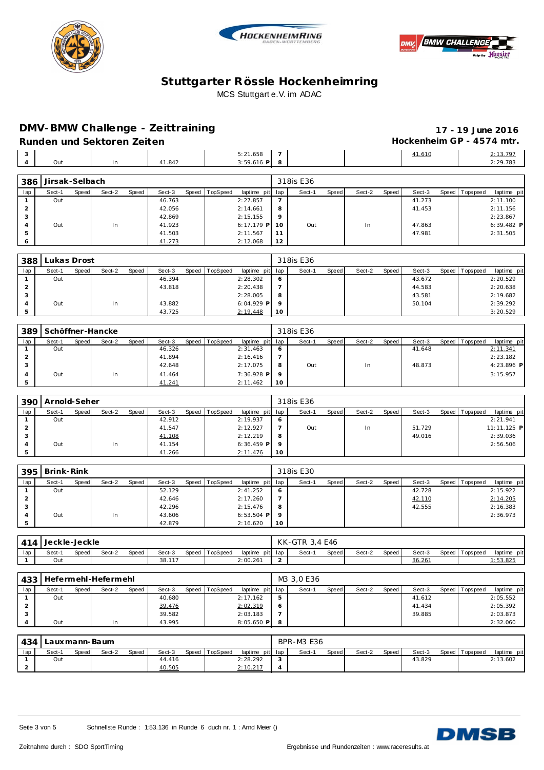# Stuttgarter Rössle Hockenheimring

MCS Stuttgart e.V. im ADAC

## DMV-BMW Challenge - Zeittraining

**17 - 19 June 2016**

### Runden und Sektoren Zeiten

**Hockenheim GP - 4574 mtr.**

| lap | Sect-1 | Speed | Sect-2 | Speed | Sect-3 | Speed | TopSpeed | laptime pit | lap | Sect-1 | Speed | Sect-2 | Speed | Sect-3 | Speed | Topspeed | laptime pit |
|---|---|---|---|---|---|---|---|---|---|---|---|---|---|---|---|---|---|
| 3 | | | | | | | | 5:21.658 | 7 | | | | | 41.610 | | | 2:13.797 |
| 4 | Out | | In | | 41.842 | | | 3:59.616 P | 8 | | | | | | | | 2:29.783 |

| 386 | Jirsak-Selbach | | | | | | | | 318is E36 | | | | | | | | |
|---|---|---|---|---|---|---|---|---|---|---|---|---|---|---|---|---|---|
| lap | Sect-1 | Speed | Sect-2 | Speed | Sect-3 | Speed | TopSpeed | laptime pit | lap | Sect-1 | Speed | Sect-2 | Speed | Sect-3 | Speed | Topspeed | laptime pit |
| 1 | Out | | | | 46.763 | | | 2:27.857 | 7 | | | | | 41.273 | | | 2:11.100 |
| 2 | | | | | 42.056 | | | 2:14.661 | 8 | | | | | 41.453 | | | 2:11.156 |
| 3 | | | | | 42.869 | | | 2:15.155 | 9 | | | | | | | | 2:23.867 |
| 4 | Out | | In | | 41.923 | | | 6:17.179 P | 10 | Out | | In | | 47.863 | | | 6:39.482 P |
| 5 | | | | | 41.503 | | | 2:11.567 | 11 | | | | | 47.981 | | | 2:31.505 |
| 6 | | | | | 41.273 | | | 2:12.068 | 12 | | | | | | | | |

| 388 | Lukas Drost | | | | | | | | 318is E36 | | | | | | | | |
|---|---|---|---|---|---|---|---|---|---|---|---|---|---|---|---|---|---|
| lap | Sect-1 | Speed | Sect-2 | Speed | Sect-3 | Speed | TopSpeed | laptime pit | lap | Sect-1 | Speed | Sect-2 | Speed | Sect-3 | Speed | Topspeed | laptime pit |
| 1 | Out | | | | 46.394 | | | 2:28.302 | 6 | | | | | 43.672 | | | 2:20.529 |
| 2 | | | | | 43.818 | | | 2:20.438 | 7 | | | | | 44.583 | | | 2:20.638 |
| 3 | | | | | | | | 2:28.005 | 8 | | | | | 43.581 | | | 2:19.682 |
| 4 | Out | | In | | 43.882 | | | 6:04.929 P | 9 | | | | | 50.104 | | | 2:39.292 |
| 5 | | | | | 43.725 | | | 2:19.448 | 10 | | | | | | | | 3:20.529 |

| 389 | Schöffner-Hancke | | | | | | | | 318is E36 | | | | | | | | |
|---|---|---|---|---|---|---|---|---|---|---|---|---|---|---|---|---|---|
| lap | Sect-1 | Speed | Sect-2 | Speed | Sect-3 | Speed | TopSpeed | laptime pit | lap | Sect-1 | Speed | Sect-2 | Speed | Sect-3 | Speed | Topspeed | laptime pit |
| 1 | Out | | | | 46.326 | | | 2:31.463 | 6 | | | | | 41.648 | | | 2:11.341 |
| 2 | | | | | 41.894 | | | 2:16.416 | 7 | | | | | | | | 2:23.182 |
| 3 | | | | | 42.648 | | | 2:17.075 | 8 | Out | | In | | 48.873 | | | 4:23.896 P |
| 4 | Out | | In | | 41.464 | | | 7:36.928 P | 9 | | | | | | | | 3:15.957 |
| 5 | | | | | 41.241 | | | 2:11.462 | 10 | | | | | | | | |

| 390 | Arnold-Seher | | | | | | | | 318is E36 | | | | | | | | |
|---|---|---|---|---|---|---|---|---|---|---|---|---|---|---|---|---|---|
| lap | Sect-1 | Speed | Sect-2 | Speed | Sect-3 | Speed | TopSpeed | laptime pit | lap | Sect-1 | Speed | Sect-2 | Speed | Sect-3 | Speed | Topspeed | laptime pit |
| 1 | Out | | | | 42.912 | | | 2:19.937 | 6 | | | | | | | | 2:21.941 |
| 2 | | | | | 41.547 | | | 2:12.927 | 7 | Out | | In | | 51.729 | | | 11:11.125 P |
| 3 | | | | | 41.108 | | | 2:12.219 | 8 | | | | | 49.016 | | | 2:39.036 |
| 4 | Out | | In | | 41.154 | | | 6:36.459 P | 9 | | | | | | | | 2:56.506 |
| 5 | | | | | 41.266 | | | 2:11.476 | 10 | | | | | | | | |

| 395 | Brink-Rink | | | | | | | | 318is E30 | | | | | | | | |
|---|---|---|---|---|---|---|---|---|---|---|---|---|---|---|---|---|---|
| lap | Sect-1 | Speed | Sect-2 | Speed | Sect-3 | Speed | TopSpeed | laptime pit | lap | Sect-1 | Speed | Sect-2 | Speed | Sect-3 | Speed | Topspeed | laptime pit |
| 1 | Out | | | | 52.129 | | | 2:41.252 | 6 | | | | | 42.728 | | | 2:15.922 |
| 2 | | | | | 42.646 | | | 2:17.260 | 7 | | | | | 42.110 | | | 2:14.205 |
| 3 | | | | | 42.296 | | | 2:15.476 | 8 | | | | | 42.555 | | | 2:16.383 |
| 4 | Out | | In | | 43.606 | | | 6:53.504 P | 9 | | | | | | | | 2:36.973 |
| 5 | | | | | 42.879 | | | 2:16.620 | 10 | | | | | | | | |

| 414 | Jeckle-Jeckle | | | | | | | | KK-GTR 3,4 E46 | | | | | | | | |
|---|---|---|---|---|---|---|---|---|---|---|---|---|---|---|---|---|---|
| lap | Sect-1 | Speed | Sect-2 | Speed | Sect-3 | Speed | TopSpeed | laptime pit | lap | Sect-1 | Speed | Sect-2 | Speed | Sect-3 | Speed | Topspeed | laptime pit |
| 1 | Out | | | | 38.117 | | | 2:00.261 | 2 | | | | | 36.261 | | | 1:53.825 |

| 433 | Hefermehl-Hefermehl | | | | | | | | M3 3,0 E36 | | | | | | | | |
|---|---|---|---|---|---|---|---|---|---|---|---|---|---|---|---|---|---|
| lap | Sect-1 | Speed | Sect-2 | Speed | Sect-3 | Speed | TopSpeed | laptime pit | lap | Sect-1 | Speed | Sect-2 | Speed | Sect-3 | Speed | Topspeed | laptime pit |
| 1 | Out | | | | 40.680 | | | 2:17.162 | 5 | | | | | 41.612 | | | 2:05.552 |
| 2 | | | | | 39.476 | | | 2:02.319 | 6 | | | | | 41.434 | | | 2:05.392 |
| 3 | | | | | 39.582 | | | 2:03.183 | 7 | | | | | 39.885 | | | 2:03.873 |
| 4 | Out | | In | | 43.995 | | | 8:05.650 P | 8 | | | | | | | | 2:32.060 |

| 434 | Lauxmann-Baum | | | | | | | | BPR-M3 E36 | | | | | | | | |
|---|---|---|---|---|---|---|---|---|---|---|---|---|---|---|---|---|---|
| lap | Sect-1 | Speed | Sect-2 | Speed | Sect-3 | Speed | TopSpeed | laptime pit | lap | Sect-1 | Speed | Sect-2 | Speed | Sect-3 | Speed | Topspeed | laptime pit |
| 1 | Out | | | | 44.416 | | | 2:28.292 | 3 | | | | | 43.829 | | | 2:13.602 |
| 2 | | | | | 40.505 | | | 2:10.217 | 4 | | | | | | | | |

Schnellste Runde : 1:53.136 in Runde 6 duch nr. 1 : Arnd Meier ()

Zeitnahme durch : SDO SportTiming

Ergebnisse und Rundenzeiten : www.raceresults.at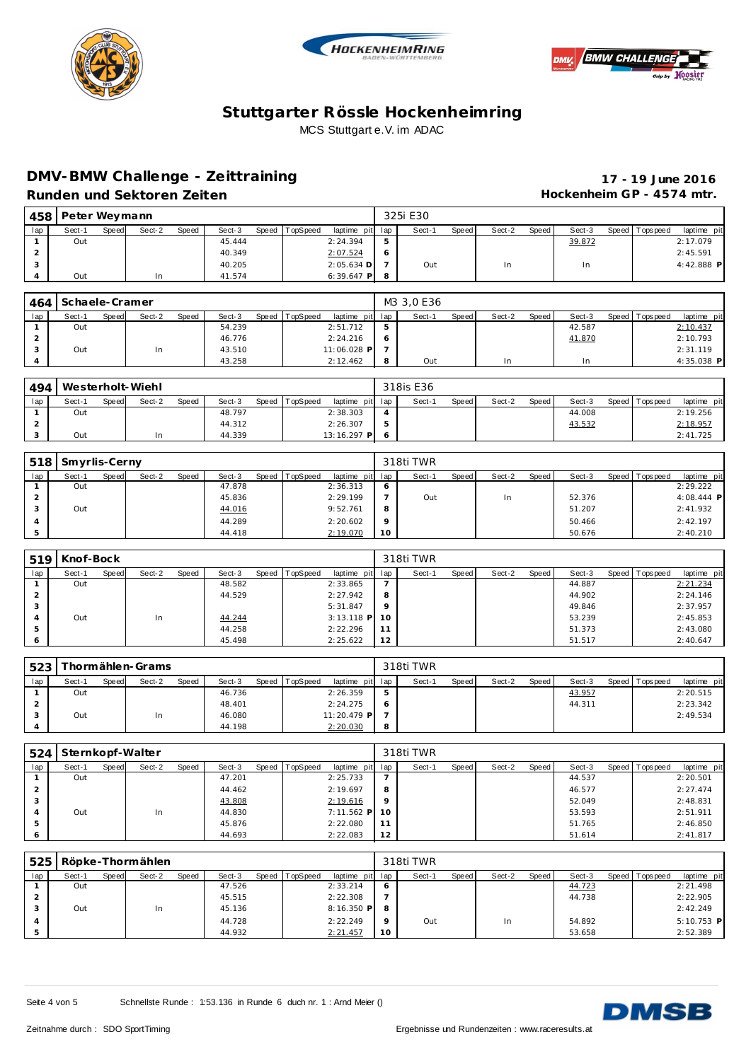# Stuttgarter Rössle Hockenheimring

MCS Stuttgart e.V. im ADAC

## DMV-BMW Challenge - Zeittraining

**17 - 19 June 2016**

### Runden und Sektoren Zeiten

**Hockenheim GP - 4574 mtr.**

| 458 | Peter Weymann | | | | | | | 325i E30 | | | | | | | | |
|---|---|---|---|---|---|---|---|---|---|---|---|---|---|---|---|---|
| lap | Sect-1 | Speed | Sect-2 | Speed | Sect-3 | Speed | TopSpeed | laptime pit | lap | Sect-1 | Speed | Sect-2 | Speed | Sect-3 | Speed | Topspeed | laptime pit |
| 1 | Out | | | | 45.444 | | | 2:24.394 | 5 | | | | | 39.872 | | | 2:17.079 |
| 2 | | | | | 40.349 | | | 2:07.524 | 6 | | | | | | | | 2:45.591 |
| 3 | | | | | 40.205 | | | 2:05.634 D | 7 | Out | | In | | In | | | 4:42.888 P |
| 4 | Out | | In | | 41.574 | | | 6:39.647 P | 8 | | | | | | | | |

| 464 | Schaele-Cramer | | | | | | | | M3 3,0 E36 | | | | | | | | |
|---|---|---|---|---|---|---|---|---|---|---|---|---|---|---|---|---|---|
| lap | Sect-1 | Speed | Sect-2 | Speed | Sect-3 | Speed | TopSpeed | laptime pit | lap | Sect-1 | Speed | Sect-2 | Speed | Sect-3 | Speed | Topspeed | laptime pit |
| 1 | Out | | | | 54.239 | | | 2:51.712 | 5 | | | | | 42.587 | | | 2:10.437 |
| 2 | | | | | 46.776 | | | 2:24.216 | 6 | | | | | 41.870 | | | 2:10.793 |
| 3 | Out | | In | | 43.510 | | | 11:06.028 P | 7 | | | | | | | | 2:31.119 |
| 4 | | | | | 43.258 | | | 2:12.462 | 8 | Out | | In | | In | | | 4:35.038 P |

| 494 | Westerholt-Wiehl | | | | | | | | 318is E36 | | | | | | | | |
|---|---|---|---|---|---|---|---|---|---|---|---|---|---|---|---|---|---|
| lap | Sect-1 | Speed | Sect-2 | Speed | Sect-3 | Speed | TopSpeed | laptime pit | lap | Sect-1 | Speed | Sect-2 | Speed | Sect-3 | Speed | Topspeed | laptime pit |
| 1 | Out | | | | 48.797 | | | 2:38.303 | 4 | | | | | 44.008 | | | 2:19.256 |
| 2 | | | | | 44.312 | | | 2:26.307 | 5 | | | | | 43.532 | | | 2:18.957 |
| 3 | Out | | In | | 44.339 | | | 13:16.297 P | 6 | | | | | | | | 2:41.725 |

| 518 | Smyrlis-Cerny | | | | | | | | 318ti TWR | | | | | | | | |
|---|---|---|---|---|---|---|---|---|---|---|---|---|---|---|---|---|---|
| lap | Sect-1 | Speed | Sect-2 | Speed | Sect-3 | Speed | TopSpeed | laptime pit | lap | Sect-1 | Speed | Sect-2 | Speed | Sect-3 | Speed | Topspeed | laptime pit |
| 1 | Out | | | | 47.878 | | | 2:36.313 | 6 | | | | | | | | 2:29.222 |
| 2 | | | | | 45.836 | | | 2:29.199 | 7 | Out | | In | | 52.376 | | | 4:08.444 P |
| 3 | Out | | | | 44.016 | | | 9:52.761 | 8 | | | | | 51.207 | | | 2:41.932 |
| 4 | | | | | 44.289 | | | 2:20.602 | 9 | | | | | 50.466 | | | 2:42.197 |
| 5 | | | | | 44.418 | | | 2:19.070 | 10 | | | | | 50.676 | | | 2:40.210 |

| 519 | Knof-Bock | | | | | | | | 318ti TWR | | | | | | | | |
|---|---|---|---|---|---|---|---|---|---|---|---|---|---|---|---|---|---|
| lap | Sect-1 | Speed | Sect-2 | Speed | Sect-3 | Speed | TopSpeed | laptime pit | lap | Sect-1 | Speed | Sect-2 | Speed | Sect-3 | Speed | Topspeed | laptime pit |
| 1 | Out | | | | 48.582 | | | 2:33.865 | 7 | | | | | 44.887 | | | 2:21.234 |
| 2 | | | | | 44.529 | | | 2:27.942 | 8 | | | | | 44.902 | | | 2:24.146 |
| 3 | | | | | | | | 5:31.847 | 9 | | | | | 49.846 | | | 2:37.957 |
| 4 | Out | | In | | 44.244 | | | 3:13.118 P | 10 | | | | | 53.239 | | | 2:45.853 |
| 5 | | | | | 44.258 | | | 2:22.296 | 11 | | | | | 51.373 | | | 2:43.080 |
| 6 | | | | | 45.498 | | | 2:25.622 | 12 | | | | | 51.517 | | | 2:40.647 |

| 523 | Thormählen-Grams | | | | | | | | 318ti TWR | | | | | | | | |
|---|---|---|---|---|---|---|---|---|---|---|---|---|---|---|---|---|---|
| lap | Sect-1 | Speed | Sect-2 | Speed | Sect-3 | Speed | TopSpeed | laptime pit | lap | Sect-1 | Speed | Sect-2 | Speed | Sect-3 | Speed | Topspeed | laptime pit |
| 1 | Out | | | | 46.736 | | | 2:26.359 | 5 | | | | | 43.957 | | | 2:20.515 |
| 2 | | | | | 48.401 | | | 2:24.275 | 6 | | | | | 44.311 | | | 2:23.342 |
| 3 | Out | | In | | 46.080 | | | 11:20.479 P | 7 | | | | | | | | 2:49.534 |
| 4 | | | | | 44.198 | | | 2:20.030 | 8 | | | | | | | | |

| 524 | Sternkopf-Walter | | | | | | | | 318ti TWR | | | | | | | | |
|---|---|---|---|---|---|---|---|---|---|---|---|---|---|---|---|---|---|
| lap | Sect-1 | Speed | Sect-2 | Speed | Sect-3 | Speed | TopSpeed | laptime pit | lap | Sect-1 | Speed | Sect-2 | Speed | Sect-3 | Speed | Topspeed | laptime pit |
| 1 | Out | | | | 47.201 | | | 2:25.733 | 7 | | | | | 44.537 | | | 2:20.501 |
| 2 | | | | | 44.462 | | | 2:19.697 | 8 | | | | | 46.577 | | | 2:27.474 |
| 3 | | | | | 43.808 | | | 2:19.616 | 9 | | | | | 52.049 | | | 2:48.831 |
| 4 | Out | | In | | 44.830 | | | 7:11.562 P | 10 | | | | | 53.593 | | | 2:51.911 |
| 5 | | | | | 45.876 | | | 2:22.080 | 11 | | | | | 51.765 | | | 2:46.850 |
| 6 | | | | | 44.693 | | | 2:22.083 | 12 | | | | | 51.614 | | | 2:41.817 |

| 525 | Röpke-Thormählen | | | | | | | | 318ti TWR | | | | | | | | |
|---|---|---|---|---|---|---|---|---|---|---|---|---|---|---|---|---|---|
| lap | Sect-1 | Speed | Sect-2 | Speed | Sect-3 | Speed | TopSpeed | laptime pit | lap | Sect-1 | Speed | Sect-2 | Speed | Sect-3 | Speed | Topspeed | laptime pit |
| 1 | Out | | | | 47.526 | | | 2:33.214 | 6 | | | | | 44.723 | | | 2:21.498 |
| 2 | | | | | 45.515 | | | 2:22.308 | 7 | | | | | 44.738 | | | 2:22.905 |
| 3 | Out | | In | | 45.136 | | | 8:16.350 P | 8 | | | | | | | | 2:42.249 |
| 4 | | | | | 44.728 | | | 2:22.249 | 9 | Out | | In | | 54.892 | | | 5:10.753 P |
| 5 | | | | | 44.932 | | | 2:21.457 | 10 | | | | | 53.658 | | | 2:52.389 |

Schnellste Runde : 1:53.136 in Runde 6 duch nr. 1 : Arnd Meier ()

Zeitnahme durch : SDO SportTiming

Ergebnisse und Rundenzeiten : www.raceresults.at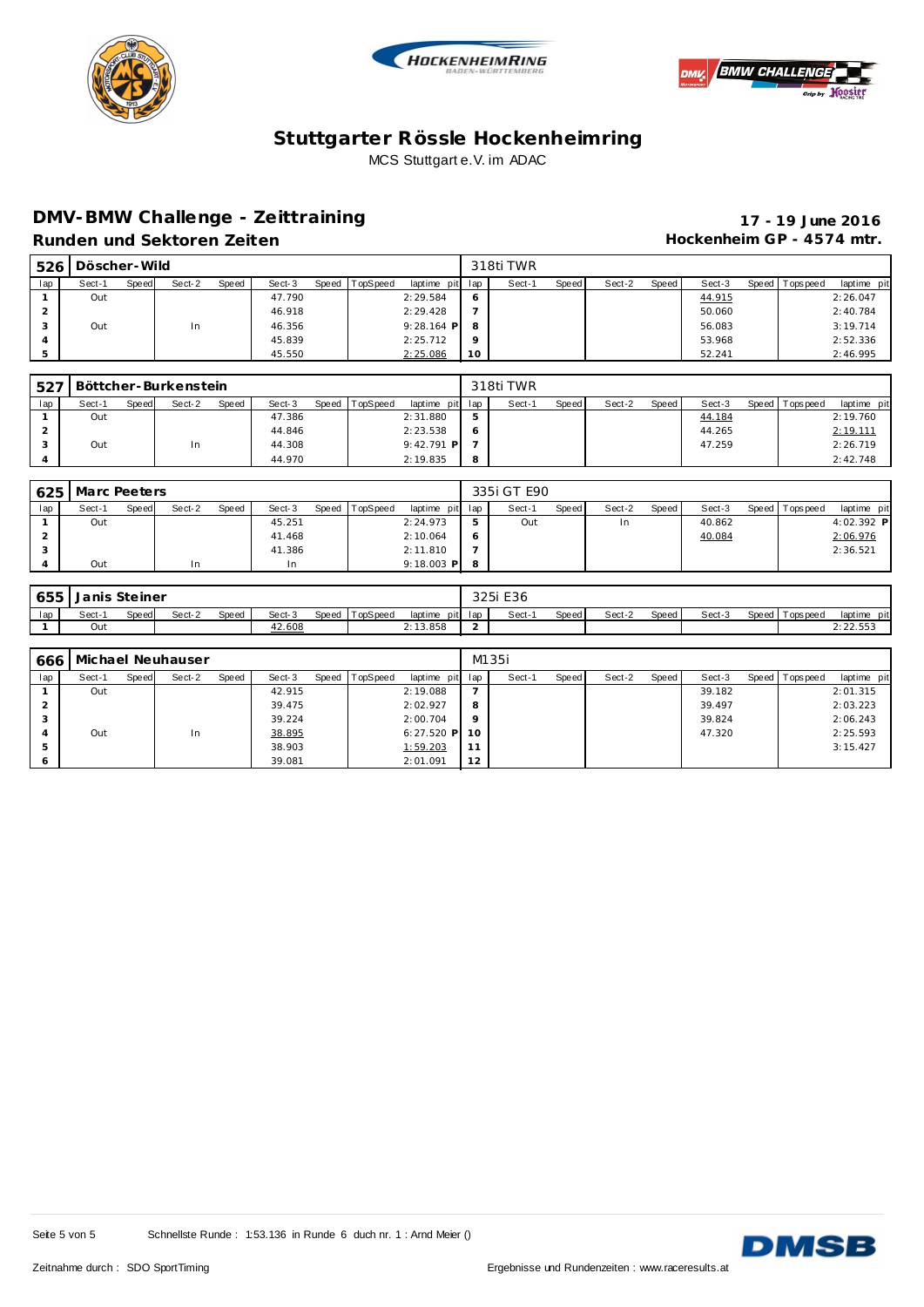# Stuttgarter Rössle Hockenheimring

MCS Stuttgart e.V. im ADAC

## DMV-BMW Challenge - Zeittraining

**17 - 19 June 2016**

### Runden und Sektoren Zeiten

**Hockenheim GP - 4574 mtr.**

| 526 | Döscher-Wild | | | | | | | | 318ti TWR | | | | | | | | |
|---|---|---|---|---|---|---|---|---|---|---|---|---|---|---|---|---|---|
| lap | Sect-1 | Speed | Sect-2 | Speed | Sect-3 | Speed | TopSpeed | laptime pit | lap | Sect-1 | Speed | Sect-2 | Speed | Sect-3 | Speed | Topspeed | laptime pit |
| 1 | Out | | | | 47.790 | | | 2:29.584 | 6 | | | | | 44.915 | | | 2:26.047 |
| 2 | | | | | 46.918 | | | 2:29.428 | 7 | | | | | 50.060 | | | 2:40.784 |
| 3 | Out | | In | | 46.356 | | | 9:28.164 P | 8 | | | | | 56.083 | | | 3:19.714 |
| 4 | | | | | 45.839 | | | 2:25.712 | 9 | | | | | 53.968 | | | 2:52.336 |
| 5 | | | | | 45.550 | | | 2:25.086 | 10 | | | | | 52.241 | | | 2:46.995 |

| 527 | Böttcher-Burkenstein | | | | | | | | 318ti TWR | | | | | | | | |
|---|---|---|---|---|---|---|---|---|---|---|---|---|---|---|---|---|---|
| lap | Sect-1 | Speed | Sect-2 | Speed | Sect-3 | Speed | TopSpeed | laptime pit | lap | Sect-1 | Speed | Sect-2 | Speed | Sect-3 | Speed | Topspeed | laptime pit |
| 1 | Out | | | | 47.386 | | | 2:31.880 | 5 | | | | | 44.184 | | | 2:19.760 |
| 2 | | | | | 44.846 | | | 2:23.538 | 6 | | | | | 44.265 | | | 2:19.111 |
| 3 | Out | | In | | 44.308 | | | 9:42.791 P | 7 | | | | | 47.259 | | | 2:26.719 |
| 4 | | | | | 44.970 | | | 2:19.835 | 8 | | | | | | | | 2:42.748 |

| 625 | Marc Peeters | | | | | | | | 335i GT E90 | | | | | | | | |
|---|---|---|---|---|---|---|---|---|---|---|---|---|---|---|---|---|---|
| lap | Sect-1 | Speed | Sect-2 | Speed | Sect-3 | Speed | TopSpeed | laptime pit | lap | Sect-1 | Speed | Sect-2 | Speed | Sect-3 | Speed | Topspeed | laptime pit |
| 1 | Out | | | | 45.251 | | | 2:24.973 | 5 | Out | | In | | 40.862 | | | 4:02.392 P |
| 2 | | | | | 41.468 | | | 2:10.064 | 6 | | | | | 40.084 | | | 2:06.976 |
| 3 | | | | | 41.386 | | | 2:11.810 | 7 | | | | | | | | 2:36.521 |
| 4 | Out | | In | | In | | | 9:18.003 P | 8 | | | | | | | | |

| 655 | Janis Steiner | | | | | | | | 325i E36 | | | | | | | | |
|---|---|---|---|---|---|---|---|---|---|---|---|---|---|---|---|---|---|
| lap | Sect-1 | Speed | Sect-2 | Speed | Sect-3 | Speed | TopSpeed | laptime pit | lap | Sect-1 | Speed | Sect-2 | Speed | Sect-3 | Speed | Topspeed | laptime pit |
| 1 | Out | | | | 42.608 | | | 2:13.858 | 2 | | | | | | | | 2:22.553 |

| 666 | Michael Neuhauser | | | | | | | | M135i | | | | | | | | |
|---|---|---|---|---|---|---|---|---|---|---|---|---|---|---|---|---|---|
| lap | Sect-1 | Speed | Sect-2 | Speed | Sect-3 | Speed | TopSpeed | laptime pit | lap | Sect-1 | Speed | Sect-2 | Speed | Sect-3 | Speed | Topspeed | laptime pit |
| 1 | Out | | | | 42.915 | | | 2:19.088 | 7 | | | | | 39.182 | | | 2:01.315 |
| 2 | | | | | 39.475 | | | 2:02.927 | 8 | | | | | 39.497 | | | 2:03.223 |
| 3 | | | | | 39.224 | | | 2:00.704 | 9 | | | | | 39.824 | | | 2:06.243 |
| 4 | Out | | In | | 38.895 | | | 6:27.520 P | 10 | | | | | 47.320 | | | 2:25.593 |
| 5 | | | | | 38.903 | | | 1:59.203 | 11 | | | | | | | | 3:15.427 |
| 6 | | | | | 39.081 | | | 2:01.091 | 12 | | | | | | | | |

Schnellste Runde : 1:53.136 in Runde 6 duch nr. 1 : Arnd Meier ()

Zeitnahme durch : SDO SportTiming

Ergebnisse und Rundenzeiten : www.raceresults.at